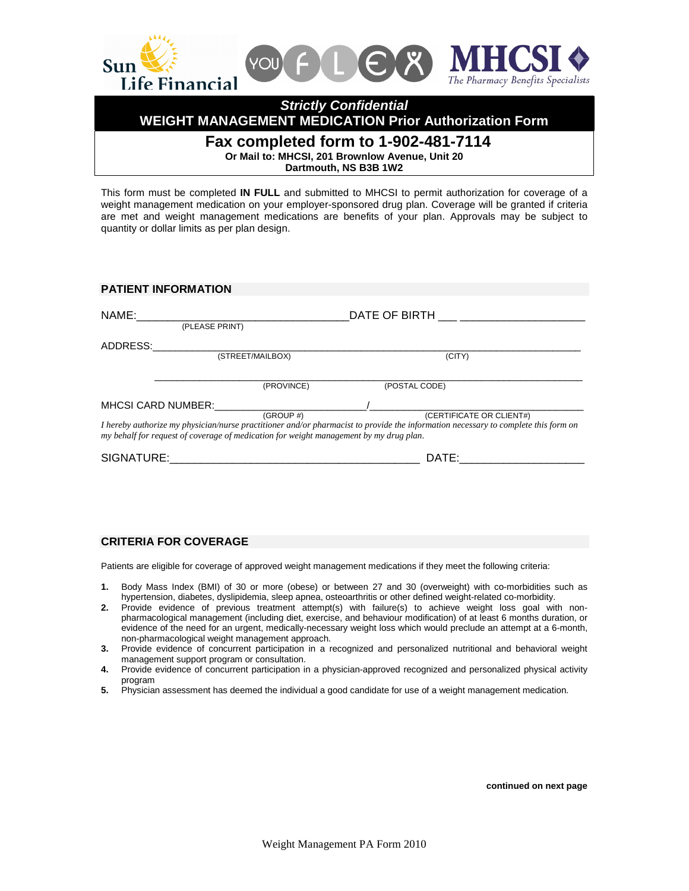Sun Life Financial | YOU FLEX | MHCSI The Pharmacy Benefits Specialists

***Strictly Confidential***

**WEIGHT MANAGEMENT MEDICATION Prior Authorization Form**

**Fax completed form to 1-902-481-7114**

**Or Mail to: MHCSI, 201 Brownlow Avenue, Unit 20**
**Dartmouth, NS B3B 1W2**

This form must be completed **IN FULL** and submitted to MHCSI to permit authorization for coverage of a weight management medication on your employer-sponsored drug plan. Coverage will be granted if criteria are met and weight management medications are benefits of your plan. Approvals may be subject to quantity or dollar limits as per plan design.

## PATIENT INFORMATION

NAME:___________________________________ DATE OF BIRTH ___ ____________________
(PLEASE PRINT)

ADDRESS:_______________________________________________________________________
(STREET/MAILBOX) (CITY)

_______________________________________________________________________________
(PROVINCE) (POSTAL CODE)

MHCSI CARD NUMBER:__________________________/_________________________________
(GROUP #) (CERTIFICATE OR CLIENT#)

*I hereby authorize my physician/nurse practitioner and/or pharmacist to provide the information necessary to complete this form on my behalf for request of coverage of medication for weight management by my drug plan.*

SIGNATURE:_________________________________________ DATE:____________________

## CRITERIA FOR COVERAGE

Patients are eligible for coverage of approved weight management medications if they meet the following criteria:

1. Body Mass Index (BMI) of 30 or more (obese) or between 27 and 30 (overweight) with co-morbidities such as hypertension, diabetes, dyslipidemia, sleep apnea, osteoarthritis or other defined weight-related co-morbidity.
2. Provide evidence of previous treatment attempt(s) with failure(s) to achieve weight loss goal with non-pharmacological management (including diet, exercise, and behaviour modification) of at least 6 months duration, or evidence of the need for an urgent, medically-necessary weight loss which would preclude an attempt at a 6-month, non-pharmacological weight management approach.
3. Provide evidence of concurrent participation in a recognized and personalized nutritional and behavioral weight management support program or consultation.
4. Provide evidence of concurrent participation in a physician-approved recognized and personalized physical activity program
5. Physician assessment has deemed the individual a good candidate for use of a weight management medication.

**continued on next page**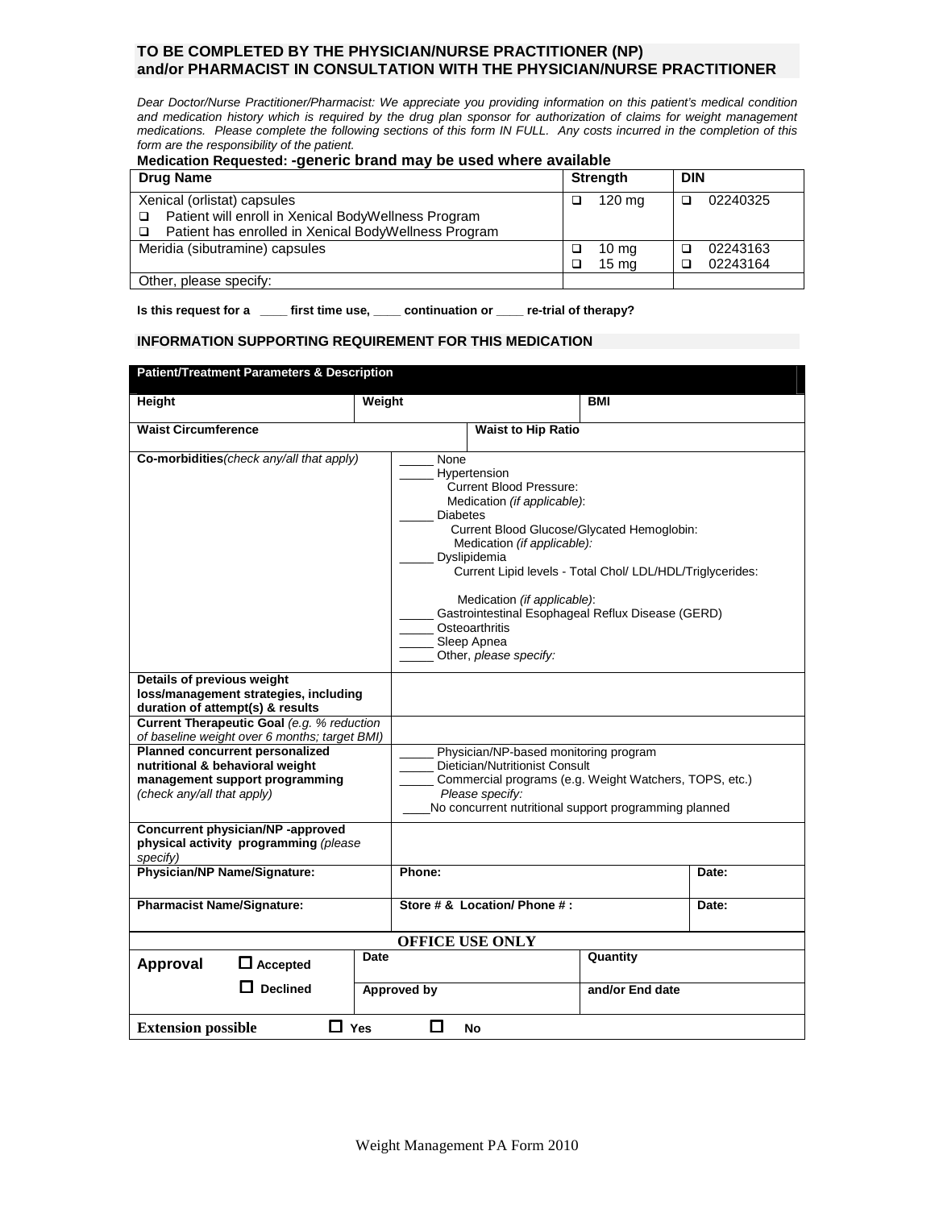## TO BE COMPLETED BY THE PHYSICIAN/NURSE PRACTITIONER (NP) and/or PHARMACIST IN CONSULTATION WITH THE PHYSICIAN/NURSE PRACTITIONER

*Dear Doctor/Nurse Practitioner/Pharmacist: We appreciate you providing information on this patient's medical condition and medication history which is required by the drug plan sponsor for authorization of claims for weight management medications. Please complete the following sections of this form IN FULL. Any costs incurred in the completion of this form are the responsibility of the patient.*

**Medication Requested: -generic brand may be used where available**

| Drug Name | Strength | DIN |
|---|---|---|
| Xenical (orlistat) capsules<br>❑ Patient will enroll in Xenical BodyWellness Program<br>❑ Patient has enrolled in Xenical BodyWellness Program | ❑ 120 mg | ❑ 02240325 |
| Meridia (sibutramine) capsules | ❑ 10 mg<br>❑ 15 mg | ❑ 02243163<br>❑ 02243164 |
| Other, please specify: | | |

**Is this request for a ____ first time use, ____ continuation or ____ re-trial of therapy?**

### INFORMATION SUPPORTING REQUIREMENT FOR THIS MEDICATION

| Patient/Treatment Parameters & Description | | | |
|---|---|---|---|
| **Height** | **Weight** | | **BMI** |
| **Waist Circumference** | | **Waist to Hip Ratio** | |
| **Co-morbidities** *(check any/all that apply)* | _____ None<br>_____ Hypertension<br>Current Blood Pressure:<br>Medication *(if applicable)*:<br>_____ Diabetes<br>Current Blood Glucose/Glycated Hemoglobin:<br>Medication *(if applicable):*<br>_____ Dyslipidemia<br>Current Lipid levels - Total Chol/ LDL/HDL/Triglycerides:<br>Medication *(if applicable)*:<br>_____ Gastrointestinal Esophageal Reflux Disease (GERD)<br>_____ Osteoarthritis<br>_____ Sleep Apnea<br>_____ Other, *please specify:* | | |
| **Details of previous weight loss/management strategies, including duration of attempt(s) & results** | | | |
| **Current Therapeutic Goal** *(e.g. % reduction of baseline weight over 6 months; target BMI)* | | | |
| **Planned concurrent personalized nutritional & behavioral weight management support programming** *(check any/all that apply)* | _____ Physician/NP-based monitoring program<br>_____ Dietician/Nutritionist Consult<br>_____ Commercial programs (e.g. Weight Watchers, TOPS, etc.)<br>*Please specify:*<br>____No concurrent nutritional support programming planned | | |
| **Concurrent physician/NP -approved physical activity programming** *(please specify)* | | | |
| **Physician/NP Name/Signature:** | **Phone:** | | **Date:** |
| **Pharmacist Name/Signature:** | **Store # & Location/ Phone # :** | | **Date:** |

**OFFICE USE ONLY**

| | | | |
|---|---|---|---|
| **Approval** | ☐ **Accepted** | **Date** | **Quantity** |
| | ☐ **Declined** | **Approved by** | **and/or End date** |
| **Extension possible** | ☐ **Yes** | ☐ **No** | |

Weight Management PA Form 2010